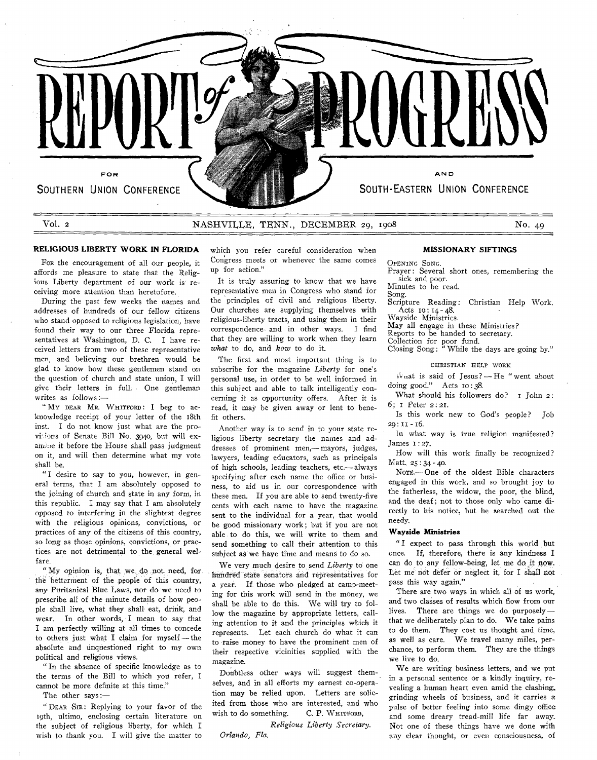# REPORT of PROGRESS

FOR SOUTHERN UNION CONFERENCE AND SOUTH-EASTERN UNION CONFERENCE

Vol. 2 — NASHVILLE, TENN., DECEMBER 29, 1908 — No. 49

## RELIGIOUS LIBERTY WORK IN FLORIDA

For the encouragement of all our people, it affords me pleasure to state that the Religious Liberty department of our work is receiving more attention than heretofore.

During the past few weeks the names and addresses of hundreds of our fellow citizens who stand opposed to religious legislation, have found their way to our three Florida representatives at Washington, D. C. I have received letters from two of these representative men, and believing our brethren would be glad to know how these gentlemen stand on the question of church and state union, I will give their letters in full. One gentleman writes as follows:—

"My dear Mr. Whitford: I beg to acknowledge receipt of your letter of the 18th inst. I do not know just what are the provisions of Senate Bill No. 3940, but will examine it before the House shall pass judgment on it, and will then determine what my vote shall be.

"I desire to say to you, however, in general terms, that I am absolutely opposed to the joining of church and state in any form, in this republic. I may say that I am absolutely opposed to interfering in the slightest degree with the religious opinions, convictions, or practices of any of the citizens of this country, so long as those opinions, convictions, or practices are not detrimental to the general welfare.

"My opinion is, that we do not need, for the betterment of the people of this country, any Puritanical Blue Laws, nor do we need to prescribe all of the minute details of how people shall live, what they shall eat, drink, and wear. In other words, I mean to say that I am perfectly willing at all times to concede to others just what I claim for myself — the absolute and unquestioned right to my own political and religious views.

"In the absence of specific knowledge as to the terms of the Bill to which you refer, I cannot be more definite at this time."

The other says:—

"Dear Sir: Replying to your favor of the 19th, ultimo, enclosing certain literature on the subject of religious liberty, for which I wish to thank you. I will give the matter to which you refer careful consideration when Congress meets or whenever the same comes up for action."

It is truly assuring to know that we have representative men in Congress who stand for the principles of civil and religious liberty. Our churches are supplying themselves with religious-liberty tracts, and using them in their correspondence and in other ways. I find that they are willing to work when they learn *what* to do, and *how* to do it.

The first and most important thing is to subscribe for the magazine *Liberty* for one's personal use, in order to be well informed in this subject and able to talk intelligently concerning it as opportunity offers. After it is read, it may be given away or lent to benefit others.

Another way is to send in to your state religious liberty secretary the names and addresses of prominent men,— mayors, judges, lawyers, leading educators, such as principals of high schools, leading teachers, etc.— always specifying after each name the office or business, to aid us in our correspondence with these men. If you are able to send twenty-five cents with each name to have the magazine sent to the individual for a year, that would be good missionary work; but if you are not able to do this, we will write to them and send something to call their attention to this subject as we have time and means to do so.

We very much desire to send *Liberty* to one hundred state senators and representatives for a year. If those who pledged at camp-meeting for this work will send in the money, we shall be able to do this. We will try to follow the magazine by appropriate letters, calling attention to it and the principles which it represents. Let each church do what it can to raise money to have the prominent men of their respective vicinities supplied with the magazine.

Doubtless other ways will suggest themselves, and in all efforts my earnest co-operation may be relied upon. Letters are solicited from those who are interested, and who wish to do something. C. P. Whitford,

*Religious Liberty Secretary.*

*Orlando, Fla.*

## MISSIONARY SIFTINGS

Opening Song.
Prayer: Several short ones, remembering the sick and poor.
Minutes to be read.
Song.
Scripture Reading: Christian Help Work. Acts 10:14-48.
Wayside Ministries.
May all engage in these Ministries?
Reports to be handed to secretary.
Collection for poor fund.
Closing Song: "While the days are going by."

### CHRISTIAN HELP WORK

What is said of Jesus? — He "went about doing good." Acts 10:38.

What should his followers do? 1 John 2:6; 1 Peter 2:21.

Is this work new to God's people? Job 29:11-16.

In what way is true religion manifested? James 1:27.

How will this work finally be recognized? Matt. 25:34-40.

Note.— One of the oldest Bible characters engaged in this work, and so brought joy to the fatherless, the widow, the poor, the blind, and the deaf; not to those only who came directly to his notice, but he searched out the needy.

### Wayside Ministries

"I expect to pass through this world but once. If, therefore, there is any kindness I can do to any fellow-being, let me do it now. Let me not defer or neglect it, for I shall not pass this way again."

There are two ways in which all of us work, and two classes of results which flow from our lives. There are things we do purposely — that we deliberately plan to do. We take pains to do them. They cost us thought and time, as well as care. We travel many miles, perchance, to perform them. They are the things we live to do.

We are writing business letters, and we put in a personal sentence or a kindly inquiry, revealing a human heart even amid the clashing, grinding wheels of business, and it carries a pulse of better feeling into some dingy office and some dreary tread-mill life far away. Not one of these things have we done with any clear thought, or even consciousness, of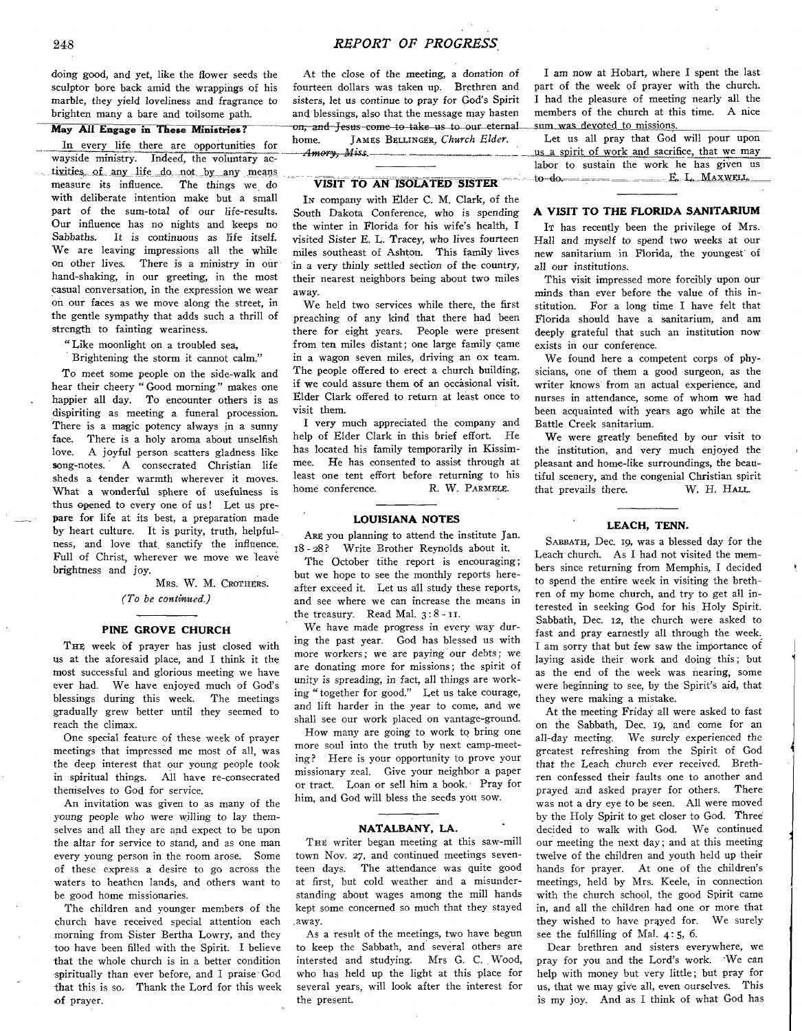doing good, and yet, like the flower seeds the sculptor bore back amid the wrappings of his marble, they yield loveliness and fragrance to brighten many a bare and toilsome path.

**May All Engage in These Ministries?**

In every life there are opportunities for wayside ministry. Indeed, the voluntary activities of any life do not by any means measure its influence. The things we do with deliberate intention make but a small part of the sum-total of our life-results. Our influence has no nights and keeps no Sabbaths. It is continuous as life itself. We are leaving impressions all the while on other lives. There is a ministry in our hand-shaking, in our greeting, in the most casual conversation, in the expression we wear on our faces as we move along the street, in the gentle sympathy that adds such a thrill of strength to fainting weariness.

"Like moonlight on a troubled sea,
Brightening the storm it cannot calm."

To meet some people on the side-walk and hear their cheery "Good morning" makes one happier all day. To encounter others is as dispiriting as meeting a funeral procession. There is a magic potency always in a sunny face. There is a holy aroma about unselfish love. A joyful person scatters gladness like song-notes. A consecrated Christian life sheds a tender warmth wherever it moves. What a wonderful sphere of usefulness is thus opened to every one of us! Let us prepare for life at its best, a preparation made by heart culture. It is purity, truth, helpfulness, and love that sanctify the influence. Full of Christ, wherever we move we leave brightness and joy.

MRS. W. M. CROTHERS.

*(To be continued.)*

## PINE GROVE CHURCH

THE week of prayer has just closed with us at the aforesaid place, and I think it the most successful and glorious meeting we have ever had. We have enjoyed much of God's blessings during this week. The meetings gradually grew better until they seemed to reach the climax.

One special feature of these week of prayer meetings that impressed me most of all, was the deep interest that our young people took in spiritual things. All have re-consecrated themselves to God for service.

An invitation was given to as many of the young people who were willing to lay themselves and all they are and expect to be upon the altar for service to stand, and as one man every young person in the room arose. Some of these express a desire to go across the waters to heathen lands, and others want to be good home missionaries.

The children and younger members of the church have received special attention each morning from Sister Bertha Lowry, and they too have been filled with the Spirit. I believe that the whole church is in a better condition spiritually than ever before, and I praise God that this is so. Thank the Lord for this week of prayer.

At the close of the meeting, a donation of fourteen dollars was taken up. Brethren and sisters, let us continue to pray for God's Spirit and blessings, also that the message may hasten on, and Jesus come to take us to our eternal home. JAMES BELLINGER, *Church Elder.*

*Amory, Miss.*

## VISIT TO AN ISOLATED SISTER

IN company with Elder C. M. Clark, of the South Dakota Conference, who is spending the winter in Florida for his wife's health, I visited Sister E. L. Tracey, who lives fourteen miles southeast of Ashton. This family lives in a very thinly settled section of the country, their nearest neighbors being about two miles away.

We held two services while there, the first preaching of any kind that there had been there for eight years. People were present from ten miles distant; one large family came in a wagon seven miles, driving an ox team. The people offered to erect a church building, if we could assure them of an occasional visit. Elder Clark offered to return at least once to visit them.

I very much appreciated the company and help of Elder Clark in this brief effort. He has located his family temporarily in Kissimmee. He has consented to assist through at least one tent effort before returning to his home conference. R. W. PARMELE.

## LOUISIANA NOTES

ARE you planning to attend the institute Jan. 18-28? Write Brother Reynolds about it.

The October tithe report is encouraging; but we hope to see the monthly reports hereafter exceed it. Let us all study these reports, and see where we can increase the means in the treasury. Read Mal. 3:8-11.

We have made progress in every way during the past year. God has blessed us with more workers; we are paying our debts; we are donating more for missions; the spirit of unity is spreading, in fact, all things are working "together for good." Let us take courage, and lift harder in the year to come, and we shall see our work placed on vantage-ground.

How many are going to work to bring one more soul into the truth by next camp-meeting? Here is your opportunity to prove your missionary zeal. Give your neighbor a paper or tract. Loan or sell him a book. Pray for him, and God will bless the seeds you sow.

## NATALBANY, LA.

THE writer began meeting at this saw-mill town Nov. 27, and continued meetings seventeen days. The attendance was quite good at first, but cold weather and a misunderstanding about wages among the mill hands kept some concerned so much that they stayed away.

As a result of the meetings, two have begun to keep the Sabbath, and several others are intersted and studying. Mrs G. C. Wood, who has held up the light at this place for several years, will look after the interest for the present.

I am now at Hobart, where I spent the last part of the week of prayer with the church. I had the pleasure of meeting nearly all the members of the church at this time. A nice sum was devoted to missions.

Let us all pray that God will pour upon us a spirit of work and sacrifice, that we may labor to sustain the work he has given us to do. E. L. MAXWELL.

## A VISIT TO THE FLORIDA SANITARIUM

IT has recently been the privilege of Mrs. Hall and myself to spend two weeks at our new sanitarium in Florida, the youngest of all our institutions.

This visit impressed more forcibly upon our minds than ever before the value of this institution. For a long time I have felt that Florida should have a sanitarium, and am deeply grateful that such an institution now exists in our conference.

We found here a competent corps of physicians, one of them a good surgeon, as the writer knows from an actual experience, and nurses in attendance, some of whom we had been acquainted with years ago while at the Battle Creek sanitarium.

We were greatly benefited by our visit to the institution, and very much enjoyed the pleasant and home-like surroundings, the beautiful scenery, and the congenial Christian spirit that prevails there. W. H. HALL.

## LEACH, TENN.

SABBATH, Dec. 19, was a blessed day for the Leach church. As I had not visited the members since returning from Memphis, I decided to spend the entire week in visiting the brethren of my home church, and try to get all interested in seeking God for his Holy Spirit. Sabbath, Dec. 12, the church were asked to fast and pray earnestly all through the week. I am sorry that but few saw the importance of laying aside their work and doing this; but as the end of the week was nearing, some were beginning to see, by the Spirit's aid, that they were making a mistake.

At the meeting Friday all were asked to fast on the Sabbath, Dec. 19, and come for an all-day meeting. We surely experienced the greatest refreshing from the Spirit of God that the Leach church ever received. Brethren confessed their faults one to another and prayed and asked prayer for others. There was not a dry eye to be seen. All were moved by the Holy Spirit to get closer to God. Three decided to walk with God. We continued our meeting the next day; and at this meeting twelve of the children and youth held up their hands for prayer. At one of the children's meetings, held by Mrs. Keele, in connection with the church school, the good Spirit came in, and all the children had one or more that they wished to have prayed for. We surely see the fulfilling of Mal. 4:5, 6.

Dear brethren and sisters everywhere, we pray for you and the Lord's work. We can help with money but very little; but pray for us, that we may give all, even ourselves. This is my joy. And as I think of what God has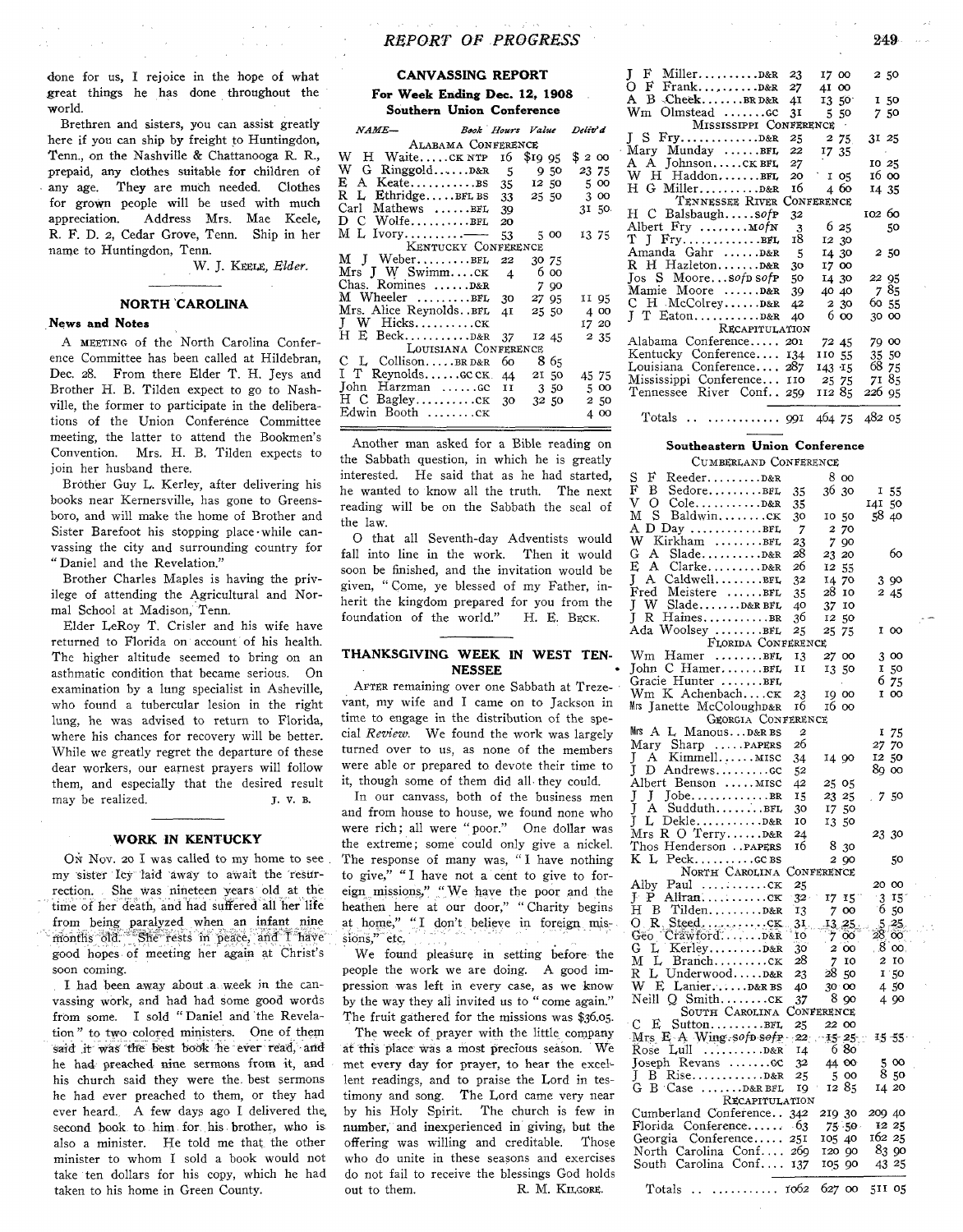done for us, I rejoice in the hope of what great things he has done throughout the world.

Brethren and sisters, you can assist greatly here if you can ship by freight to Huntingdon, Tenn., on the Nashville & Chattanooga R. R., prepaid, any clothes suitable for children of any age. They are much needed. Clothes for grown people will be used with much appreciation. Address Mrs. Mae Keele, R. F. D. 2, Cedar Grove, Tenn. Ship in her name to Huntingdon, Tenn.

W. J. KEELE, *Elder.*

## NORTH CAROLINA

### News and Notes

A MEETING of the North Carolina Conference Committee has been called at Hildebran, Dec. 28. From there Elder T. H. Jeys and Brother H. B. Tilden expect to go to Nashville, the former to participate in the deliberations of the Union Conference Committee meeting, the latter to attend the Bookmen's Convention. Mrs. H. B. Tilden expects to join her husband there.

Brother Guy L. Kerley, after delivering his books near Kernersville, has gone to Greensboro, and will make the home of Brother and Sister Barefoot his stopping place while canvassing the city and surrounding country for "Daniel and the Revelation."

Brother Charles Maples is having the privilege of attending the Agricultural and Normal School at Madison, Tenn.

Elder LeRoy T. Crisler and his wife have returned to Florida on account of his health. The higher altitude seemed to bring on an asthmatic condition that became serious. On examination by a lung specialist in Asheville, who found a tubercular lesion in the right lung, he was advised to return to Florida, where his chances for recovery will be better. While we greatly regret the departure of these dear workers, our earnest prayers will follow them, and especially that the desired result may be realized.

J. V. B.

## WORK IN KENTUCKY

ON Nov. 20 I was called to my home to see my sister Icy laid away to await the resurrection. She was nineteen years old at the time of her death, and had suffered all her life from being paralyzed when an infant nine months old. She rests in peace, and I have good hopes of meeting her again at Christ's soon coming.

I had been away about a week in the canvassing work, and had had some good words from some. I sold "Daniel and the Revelation" to two colored ministers. One of them said it was the best book he ever read, and he had preached nine sermons from it, and his church said they were the best sermons he had ever preached to them, or they had ever heard. A few days ago I delivered the second book to him for his brother, who is also a minister. He told me that the other minister to whom I sold a book would not take ten dollars for his copy, which he had taken to his home in Green County.

## CANVASSING REPORT

**For Week Ending Dec. 12, 1908**

**Southern Union Conference**

| *NAME—* | *Book* | *Hours* | *Value* | *Deliv'd* |
|---|---|---|---|---|
| ALABAMA CONFERENCE | | | | |
| W H Waite | CK NTP | 16 | $19 95 | $ 2 00 |
| W G Ringgold | D&R | 5 | 9 50 | 23 75 |
| E A Keate | BS | 35 | 12 50 | 5 00 |
| R L Ethridge | BFL BS | 33 | 25 50 | 3 00 |
| Carl Mathews | BFL | 39 | | 31 50 |
| D C Wolfe | BFL | 20 | | |
| M L Ivory | — | 53 | 5 00 | 13 75 |
| KENTUCKY CONFERENCE | | | | |
| M J Weber | BFL | 22 | 30 75 | |
| Mrs J W Swimm | CK | 4 | 6 00 | |
| Chas. Romines | D&R | | 7 90 | |
| M Wheeler | BFL | 30 | 27 95 | 11 95 |
| Mrs. Alice Reynolds | BFL | 41 | 25 50 | 4 00 |
| J W Hicks | CK | | | 17 20 |
| H E Beck | D&R | 37 | 12 45 | 2 35 |
| LOUISIANA CONFERENCE | | | | |
| C L Collison | BR D&R | 60 | 8 65 | |
| I T Reynolds | GC CK | 44 | 21 50 | 45 75 |
| John Harzman | GC | 11 | 3 50 | 5 00 |
| H C Bagley | CK | 30 | 32 50 | 2 50 |
| Edwin Booth | CK | | | 4 00 |
| J F Miller | D&R | 23 | 17 00 | 2 50 |
| O F Frank | D&R | 27 | 41 00 | |
| A B Cheek | BR D&R | 41 | 13 50 | 1 50 |
| Wm Olmstead | GC | 31 | 5 50 | 7 50 |
| MISSISSIPPI CONFERENCE | | | | |
| J S Fry | D&R | 25 | 2 75 | 31 25 |
| Mary Munday | BFL | 22 | 17 35 | |
| A A Johnson | CK BFL | 27 | | 10 25 |
| W H Haddon | BFL | 20 | 1 05 | 16 00 |
| H G Miller | D&R | 16 | 4 60 | 14 35 |
| TENNESSEE RIVER CONFERENCE | | | | |
| H C Balsbaugh | SofP | 32 | | 102 60 |
| Albert Fry | MofN | 3 | 6 25 | 50 |
| T J Fry | BFL | 18 | 12 30 | |
| Amanda Gahr | D&R | 5 | 14 30 | 2 50 |
| R H Hazleton | D&R | 30 | 17 00 | |
| Jos S Moore | SofD SofP | 50 | 14 30 | 22 95 |
| Mamie Moore | D&R | 39 | 40 40 | 7 85 |
| C H McColrey | D&R | 42 | 2 30 | 60 55 |
| J T Eaton | D&R | 40 | 6 00 | 30 00 |
| RECAPITULATION | | | | |
| Alabama Conference | | 201 | 72 45 | 79 00 |
| Kentucky Conference | | 134 | 110 55 | 35 50 |
| Louisiana Conference | | 287 | 143 15 | 68 75 |
| Mississippi Conference | | 110 | 25 75 | 71 85 |
| Tennessee River Conf. | | 259 | 112 85 | 226 95 |
| Totals | | 991 | 464 75 | 482 05 |

Another man asked for a Bible reading on the Sabbath question, in which he is greatly interested. He said that as he had started, he wanted to know all the truth. The next reading will be on the Sabbath the seal of the law.

O that all Seventh-day Adventists would fall into line in the work. Then it would soon be finished, and the invitation would be given, "Come, ye blessed of my Father, inherit the kingdom prepared for you from the foundation of the world."

H. E. BECK.

## THANKSGIVING WEEK IN WEST TENNESSEE

AFTER remaining over one Sabbath at Trezevant, my wife and I came on to Jackson in time to engage in the distribution of the special *Review.* We found the work was largely turned over to us, as none of the members were able or prepared to devote their time to it, though some of them did all they could.

In our canvass, both of the business men and from house to house, we found none who were rich; all were "poor." One dollar was the extreme; some could only give a nickel. The response of many was, "I have nothing to give," "I have not a cent to give to foreign missions," "We have the poor and the heathen here at our door," "Charity begins at home," "I don't believe in foreign missions," etc.

We found pleasure in setting before the people the work we are doing. A good impression was left in every case, as we know by the way they all invited us to "come again." The fruit gathered for the missions was $36.05.

The week of prayer with the little company at this place was a most precious season. We met every day for prayer, to hear the excellent readings, and to praise the Lord in testimony and song. The Lord came very near by his Holy Spirit. The church is few in number, and inexperienced in giving, but the offering was willing and creditable. Those who do unite in these seasons and exercises do not fail to receive the blessings God holds out to them.

R. M. KILGORE.

**Southeastern Union Conference**

| | | | | |
|---|---|---|---|---|
| CUMBERLAND CONFERENCE | | | | |
| S F Reeder | D&R | | 8 00 | |
| F B Sedore | BFL | 35 | 36 30 | 1 55 |
| V O Cole | D&R | 35 | | 141 50 |
| M S Baldwin | CK | 30 | 10 50 | 58 40 |
| A D Day | BFL | 7 | 2 70 | |
| W Kirkham | BFL | 23 | 7 90 | |
| G A Slade | D&R | 28 | 23 20 | 60 |
| E A Clarke | D&R | 26 | 12 55 | |
| J A Caldwell | BFL | 32 | 14 70 | 3 90 |
| Fred Meistere | BFL | 35 | 28 10 | 2 45 |
| J W Slade | D&R BFL | 40 | 37 10 | |
| J R Haines | BR | 36 | 12 50 | |
| Ada Woolsey | BFL | 25 | 25 75 | 1 00 |
| FLORIDA CONFERENCE | | | | |
| Wm Hamer | BFL | 13 | 27 00 | 3 00 |
| John C Hamer | BFL | 11 | 13 50 | 1 50 |
| Gracie Hunter | BFL | | | 6 75 |
| Wm K Achenbach | CK | 23 | 19 00 | 1 00 |
| Mrs Janette McColough | D&R | 16 | 16 00 | |
| GEORGIA CONFERENCE | | | | |
| Mrs A L Manous | D&R BS | 2 | | 1 75 |
| Mary Sharp | PAPERS | 26 | | 27 70 |
| J A Kimmell | MISC | 34 | 14 90 | 12 50 |
| J D Andrews | GC | 52 | | 89 00 |
| Albert Benson | MISC | 42 | 25 05 | |
| J J Jobe | BR | 15 | 23 25 | 7 50 |
| J A Sudduth | BFL | 30 | 17 50 | |
| J L Dekle | D&R | 10 | 13 50 | |
| Mrs R O Terry | D&R | 24 | | 23 30 |
| Thos Henderson | PAPERS | 16 | 8 30 | |
| K L Peck | GC BS | | 2 90 | 50 |
| NORTH CAROLINA CONFERENCE | | | | |
| Alby Paul | CK | 25 | | 20 00 |
| J P Allran | CK | 32 | 17 15 | 3 15 |
| H B Tilden | D&R | 13 | 7 00 | 6 50 |
| O R Steed | CK | 31 | 13 25 | 5 25 |
| Geo Crawford | D&R | 10 | 7 00 | 28 00 |
| G L Kerley | D&R | 30 | 2 00 | 8 00 |
| M L Branch | CK | 28 | 7 10 | 2 10 |
| R L Underwood | D&R | 23 | 28 50 | 1 50 |
| W E Lanier | D&R BS | 40 | 30 00 | 4 50 |
| Neill Q Smith | CK | 37 | 8 90 | 4 90 |
| SOUTH CAROLINA CONFERENCE | | | | |
| C E Sutton | BFL | 25 | 22 00 | |
| Mrs E A Wing | SofP | 22 | 15 25 | 15 55 |
| Rose Lull | D&R | 14 | 6 80 | |
| Joseph Revans | GC | 32 | 44 00 | 5 00 |
| J B Rise | D&R | 25 | 5 00 | 8 50 |
| G B Case | D&R BFL | 19 | 12 85 | 14 20 |
| RECAPITULATION | | | | |
| Cumberland Conference | | 342 | 219 30 | 209 40 |
| Florida Conference | | 63 | 75 50 | 12 25 |
| Georgia Conference | | 251 | 105 40 | 162 25 |
| North Carolina Conf. | | 269 | 120 90 | 83 90 |
| South Carolina Conf. | | 137 | 105 90 | 43 25 |
| Totals | | 1062 | 627 00 | 511 05 |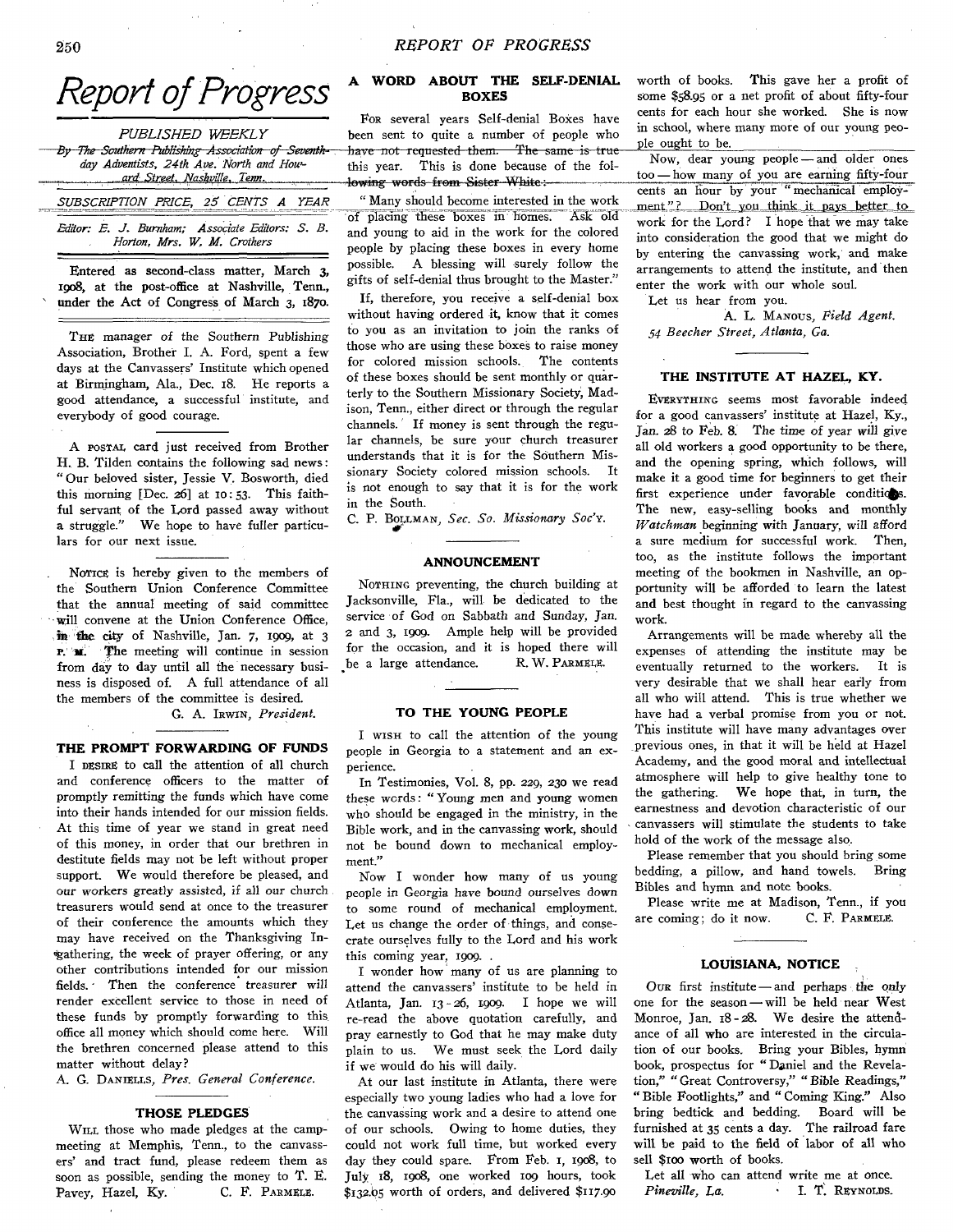# Report of Progress

*PUBLISHED WEEKLY*

*By The Southern Publishing Association of Seventh-day Adventists, 24th Ave. North and Howard Street, Nashville, Tenn.*

*SUBSCRIPTION PRICE, 25 CENTS A YEAR*

*Editor: E. J. Burnham; Associate Editors: S. B. Horton, Mrs. W. M. Crothers*

Entered as second-class matter, March 3, 1908, at the post-office at Nashville, Tenn., under the Act of Congress of March 3, 1870.

---

THE manager of the Southern Publishing Association, Brother I. A. Ford, spent a few days at the Canvassers' Institute which opened at Birmingham, Ala., Dec. 18. He reports a good attendance, a successful institute, and everybody of good courage.

---

A POSTAL card just received from Brother H. B. Tilden contains the following sad news: "Our beloved sister, Jessie V. Bosworth, died this morning [Dec. 26] at 10:53. This faithful servant of the Lord passed away without a struggle." We hope to have fuller particulars for our next issue.

---

NOTICE is hereby given to the members of the Southern Union Conference Committee that the annual meeting of said committee will convene at the Union Conference Office, in the city of Nashville, Jan. 7, 1909, at 3 P. M. The meeting will continue in session from day to day until all the necessary business is disposed of. A full attendance of all the members of the committee is desired.

G. A. IRWIN, *President.*

## THE PROMPT FORWARDING OF FUNDS

I DESIRE to call the attention of all church and conference officers to the matter of promptly remitting the funds which have come into their hands intended for our mission fields. At this time of year we stand in great need of this money, in order that our brethren in destitute fields may not be left without proper support. We would therefore be pleased, and our workers greatly assisted, if all our church treasurers would send at once to the treasurer of their conference the amounts which they may have received on the Thanksgiving Ingathering, the week of prayer offering, or any other contributions intended for our mission fields. Then the conference treasurer will render excellent service to those in need of these funds by promptly forwarding to this office all money which should come here. Will the brethren concerned please attend to this matter without delay?

A. G. DANIELLS, *Pres. General Conference.*

## THOSE PLEDGES

WILL those who made pledges at the camp-meeting at Memphis, Tenn., to the canvassers' and tract fund, please redeem them as soon as possible, sending the money to T. E. Pavey, Hazel, Ky.

C. F. PARMELE.

## A WORD ABOUT THE SELF-DENIAL BOXES

FOR several years Self-denial Boxes have been sent to quite a number of people who have not requested them. The same is true this year. This is done because of the following words from Sister White:—

"Many should become interested in the work of placing these boxes in homes. Ask old and young to aid in the work for the colored people by placing these boxes in every home possible. A blessing will surely follow the gifts of self-denial thus brought to the Master."

If, therefore, you receive a self-denial box without having ordered it, know that it comes to you as an invitation to join the ranks of those who are using these boxes to raise money for colored mission schools. The contents of these boxes should be sent monthly or quarterly to the Southern Missionary Society, Madison, Tenn., either direct or through the regular channels. If money is sent through the regular channels, be sure your church treasurer understands that it is for the Southern Missionary Society colored mission schools. It is not enough to say that it is for the work in the South.

C. P. BOLLMAN, *Sec. So. Missionary Soc'y.*

## ANNOUNCEMENT

NOTHING preventing, the church building at Jacksonville, Fla., will be dedicated to the service of God on Sabbath and Sunday, Jan. 2 and 3, 1909. Ample help will be provided for the occasion, and it is hoped there will be a large attendance.

R. W. PARMELE.

## TO THE YOUNG PEOPLE

I WISH to call the attention of the young people in Georgia to a statement and an experience.

In Testimonies, Vol. 8, pp. 229, 230 we read these words: "Young men and young women who should be engaged in the ministry, in the Bible work, and in the canvassing work, should not be bound down to mechanical employment."

Now I wonder how many of us young people in Georgia have bound ourselves down to some round of mechanical employment. Let us change the order of things, and consecrate ourselves fully to the Lord and his work this coming year, 1909.

I wonder how many of us are planning to attend the canvassers' institute to be held in Atlanta, Jan. 13-26, 1909. I hope we will re-read the above quotation carefully, and pray earnestly to God that he may make duty plain to us. We must seek the Lord daily if we would do his will daily.

At our last institute in Atlanta, there were especially two young ladies who had a love for the canvassing work and a desire to attend one of our schools. Owing to home duties, they could not work full time, but worked every day they could spare. From Feb. 1, 1908, to July 18, 1908, one worked 109 hours, took $132.05 worth of orders, and delivered $117.90 worth of books. This gave her a profit of some $58.95 or a net profit of about fifty-four cents for each hour she worked. She is now in school, where many more of our young people ought to be.

Now, dear young people — and older ones too — how many of you are earning fifty-four cents an hour by your "mechanical employment"? Don't you think it pays better to work for the Lord? I hope that we may take into consideration the good that we might do by entering the canvassing work, and make arrangements to attend the institute, and then enter the work with our whole soul.

Let us hear from you.

A. L. MANOUS, *Field Agent.*
*54 Beecher Street, Atlanta, Ga.*

## THE INSTITUTE AT HAZEL, KY.

EVERYTHING seems most favorable indeed for a good canvassers' institute at Hazel, Ky., Jan. 28 to Feb. 8. The time of year will give all old workers a good opportunity to be there, and the opening spring, which follows, will make it a good time for beginners to get their first experience under favorable conditions. The new, easy-selling books and monthly *Watchman* beginning with January, will afford a sure medium for successful work. Then, too, as the institute follows the important meeting of the bookmen in Nashville, an opportunity will be afforded to learn the latest and best thought in regard to the canvassing work.

Arrangements will be made whereby all the expenses of attending the institute may be eventually returned to the workers. It is very desirable that we shall hear early from all who will attend. This is true whether we have had a verbal promise from you or not. This institute will have many advantages over previous ones, in that it will be held at Hazel Academy, and the good moral and intellectual atmosphere will help to give healthy tone to the gathering. We hope that, in turn, the earnestness and devotion characteristic of our canvassers will stimulate the students to take hold of the work of the message also.

Please remember that you should bring some bedding, a pillow, and hand towels. Bring Bibles and hymn and note books.

Please write me at Madison, Tenn., if you are coming; do it now.

C. F. PARMELE.

## LOUISIANA, NOTICE

OUR first institute — and perhaps the only one for the season — will be held near West Monroe, Jan. 18-28. We desire the attendance of all who are interested in the circulation of our books. Bring your Bibles, hymn book, prospectus for "Daniel and the Revelation," "Great Controversy," "Bible Readings," "Bible Footlights," and "Coming King." Also bring bedtick and bedding. Board will be furnished at 35 cents a day. The railroad fare will be paid to the field of labor of all who sell $100 worth of books.

Let all who can attend write me at once.

*Pineville, La.* I. T. REYNOLDS.